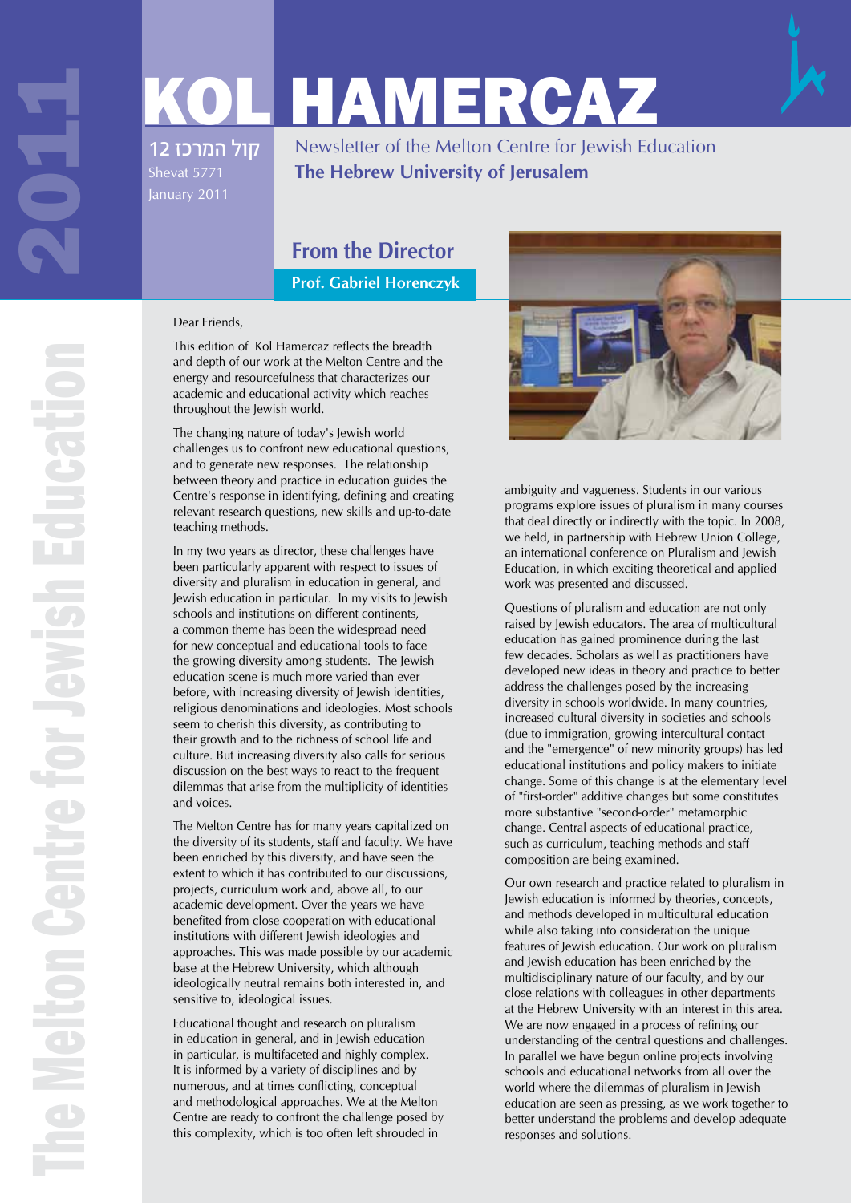# KOL HAMERCAZ

קול המרכז 12

Shevat 5771

January 2011

Newsletter of the Melton Centre for Jewish Education

**The Hebrew University of Jerusalem**

2011

The Melton Centre for Jewish Education

## From the Director

**Prof. Gabriel Horenczyk**

Dear Friends,

This edition of Kol Hamercaz reflects the breadth and depth of our work at the Melton Centre and the energy and resourcefulness that characterizes our academic and educational activity which reaches throughout the Jewish world.

The changing nature of today's Jewish world challenges us to confront new educational questions, and to generate new responses. The relationship between theory and practice in education guides the Centre's response in identifying, defining and creating relevant research questions, new skills and up-to-date teaching methods.

In my two years as director, these challenges have been particularly apparent with respect to issues of diversity and pluralism in education in general, and Jewish education in particular. In my visits to Jewish schools and institutions on different continents, a common theme has been the widespread need for new conceptual and educational tools to face the growing diversity among students. The Jewish education scene is much more varied than ever before, with increasing diversity of Jewish identities, religious denominations and ideologies. Most schools seem to cherish this diversity, as contributing to their growth and to the richness of school life and culture. But increasing diversity also calls for serious discussion on the best ways to react to the frequent dilemmas that arise from the multiplicity of identities and voices.

The Melton Centre has for many years capitalized on the diversity of its students, staff and faculty. We have been enriched by this diversity, and have seen the extent to which it has contributed to our discussions, projects, curriculum work and, above all, to our academic development. Over the years we have benefited from close cooperation with educational institutions with different Jewish ideologies and approaches. This was made possible by our academic base at the Hebrew University, which although ideologically neutral remains both interested in, and sensitive to, ideological issues.

Educational thought and research on pluralism in education in general, and in Jewish education in particular, is multifaceted and highly complex. It is informed by a variety of disciplines and by numerous, and at times conflicting, conceptual and methodological approaches. We at the Melton Centre are ready to confront the challenge posed by this complexity, which is too often left shrouded in ambiguity and vagueness. Students in our various programs explore issues of pluralism in many courses that deal directly or indirectly with the topic. In 2008, we held, in partnership with Hebrew Union College, an international conference on Pluralism and Jewish Education, in which exciting theoretical and applied work was presented and discussed.

Questions of pluralism and education are not only raised by Jewish educators. The area of multicultural education has gained prominence during the last few decades. Scholars as well as practitioners have developed new ideas in theory and practice to better address the challenges posed by the increasing diversity in schools worldwide. In many countries, increased cultural diversity in societies and schools (due to immigration, growing intercultural contact and the "emergence" of new minority groups) has led educational institutions and policy makers to initiate change. Some of this change is at the elementary level of "first-order" additive changes but some constitutes more substantive "second-order" metamorphic change. Central aspects of educational practice, such as curriculum, teaching methods and staff composition are being examined.

Our own research and practice related to pluralism in Jewish education is informed by theories, concepts, and methods developed in multicultural education while also taking into consideration the unique features of Jewish education. Our work on pluralism and Jewish education has been enriched by the multidisciplinary nature of our faculty, and by our close relations with colleagues in other departments at the Hebrew University with an interest in this area. We are now engaged in a process of refining our understanding of the central questions and challenges. In parallel we have begun online projects involving schools and educational networks from all over the world where the dilemmas of pluralism in Jewish education are seen as pressing, as we work together to better understand the problems and develop adequate responses and solutions.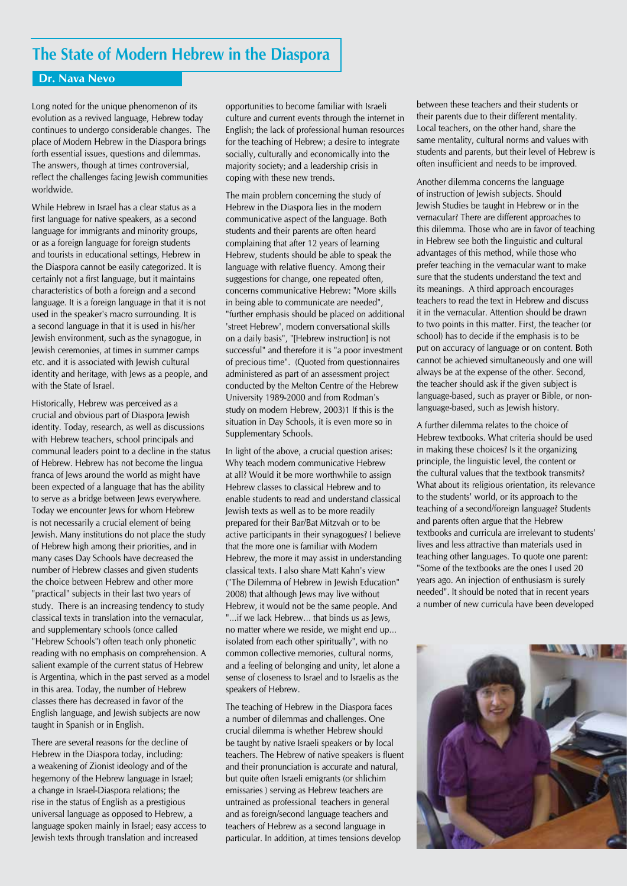# The State of Modern Hebrew in the Diaspora

**Dr. Nava Nevo**

Long noted for the unique phenomenon of its evolution as a revived language, Hebrew today continues to undergo considerable changes. The place of Modern Hebrew in the Diaspora brings forth essential issues, questions and dilemmas. The answers, though at times controversial, reflect the challenges facing Jewish communities worldwide.

While Hebrew in Israel has a clear status as a first language for native speakers, as a second language for immigrants and minority groups, or as a foreign language for foreign students and tourists in educational settings, Hebrew in the Diaspora cannot be easily categorized. It is certainly not a first language, but it maintains characteristics of both a foreign and a second language. It is a foreign language in that it is not used in the speaker's macro surrounding. It is a second language in that it is used in his/her Jewish environment, such as the synagogue, in Jewish ceremonies, at times in summer camps etc. and it is associated with Jewish cultural identity and heritage, with Jews as a people, and with the State of Israel.

Historically, Hebrew was perceived as a crucial and obvious part of Diaspora Jewish identity. Today, research, as well as discussions with Hebrew teachers, school principals and communal leaders point to a decline in the status of Hebrew. Hebrew has not become the lingua franca of Jews around the world as might have been expected of a language that has the ability to serve as a bridge between Jews everywhere. Today we encounter Jews for whom Hebrew is not necessarily a crucial element of being Jewish. Many institutions do not place the study of Hebrew high among their priorities, and in many cases Day Schools have decreased the number of Hebrew classes and given students the choice between Hebrew and other more "practical" subjects in their last two years of study. There is an increasing tendency to study classical texts in translation into the vernacular, and supplementary schools (once called "Hebrew Schools") often teach only phonetic reading with no emphasis on comprehension. A salient example of the current status of Hebrew is Argentina, which in the past served as a model in this area. Today, the number of Hebrew classes there has decreased in favor of the English language, and Jewish subjects are now taught in Spanish or in English.

There are several reasons for the decline of Hebrew in the Diaspora today, including: a weakening of Zionist ideology and of the hegemony of the Hebrew language in Israel; a change in Israel-Diaspora relations; the rise in the status of English as a prestigious universal language as opposed to Hebrew, a language spoken mainly in Israel; easy access to Jewish texts through translation and increased opportunities to become familiar with Israeli culture and current events through the internet in English; the lack of professional human resources for the teaching of Hebrew; a desire to integrate socially, culturally and economically into the majority society; and a leadership crisis in coping with these new trends.

The main problem concerning the study of Hebrew in the Diaspora lies in the modern communicative aspect of the language. Both students and their parents are often heard complaining that after 12 years of learning Hebrew, students should be able to speak the language with relative fluency. Among their suggestions for change, one repeated often, concerns communicative Hebrew: "More skills in being able to communicate are needed", "further emphasis should be placed on additional 'street Hebrew', modern conversational skills on a daily basis", "[Hebrew instruction] is not successful" and therefore it is "a poor investment of precious time". (Quoted from questionnaires administered as part of an assessment project conducted by the Melton Centre of the Hebrew University 1989-2000 and from Rodman's study on modern Hebrew, 2003)1 If this is the situation in Day Schools, it is even more so in Supplementary Schools.

In light of the above, a crucial question arises: Why teach modern communicative Hebrew at all? Would it be more worthwhile to assign Hebrew classes to classical Hebrew and to enable students to read and understand classical Jewish texts as well as to be more readily prepared for their Bar/Bat Mitzvah or to be active participants in their synagogues? I believe that the more one is familiar with Modern Hebrew, the more it may assist in understanding classical texts. I also share Matt Kahn's view ("The Dilemma of Hebrew in Jewish Education" 2008) that although Jews may live without Hebrew, it would not be the same people. And "...if we lack Hebrew... that binds us as Jews, no matter where we reside, we might end up... isolated from each other spiritually", with no common collective memories, cultural norms, and a feeling of belonging and unity, let alone a sense of closeness to Israel and to Israelis as the speakers of Hebrew.

The teaching of Hebrew in the Diaspora faces a number of dilemmas and challenges. One crucial dilemma is whether Hebrew should be taught by native Israeli speakers or by local teachers. The Hebrew of native speakers is fluent and their pronunciation is accurate and natural, but quite often Israeli emigrants (or shlichim emissaries ) serving as Hebrew teachers are untrained as professional teachers in general and as foreign/second language teachers and teachers of Hebrew as a second language in particular. In addition, at times tensions develop between these teachers and their students or their parents due to their different mentality. Local teachers, on the other hand, share the same mentality, cultural norms and values with students and parents, but their level of Hebrew is often insufficient and needs to be improved.

Another dilemma concerns the language of instruction of Jewish subjects. Should Jewish Studies be taught in Hebrew or in the vernacular? There are different approaches to this dilemma. Those who are in favor of teaching in Hebrew see both the linguistic and cultural advantages of this method, while those who prefer teaching in the vernacular want to make sure that the students understand the text and its meanings. A third approach encourages teachers to read the text in Hebrew and discuss it in the vernacular. Attention should be drawn to two points in this matter. First, the teacher (or school) has to decide if the emphasis is to be put on accuracy of language or on content. Both cannot be achieved simultaneously and one will always be at the expense of the other. Second, the teacher should ask if the given subject is language-based, such as prayer or Bible, or non-language-based, such as Jewish history.

A further dilemma relates to the choice of Hebrew textbooks. What criteria should be used in making these choices? Is it the organizing principle, the linguistic level, the content or the cultural values that the textbook transmits? What about its religious orientation, its relevance to the students' world, or its approach to the teaching of a second/foreign language? Students and parents often argue that the Hebrew textbooks and curricula are irrelevant to students' lives and less attractive than materials used in teaching other languages. To quote one parent: "Some of the textbooks are the ones I used 20 years ago. An injection of enthusiasm is surely needed". It should be noted that in recent years a number of new curricula have been developed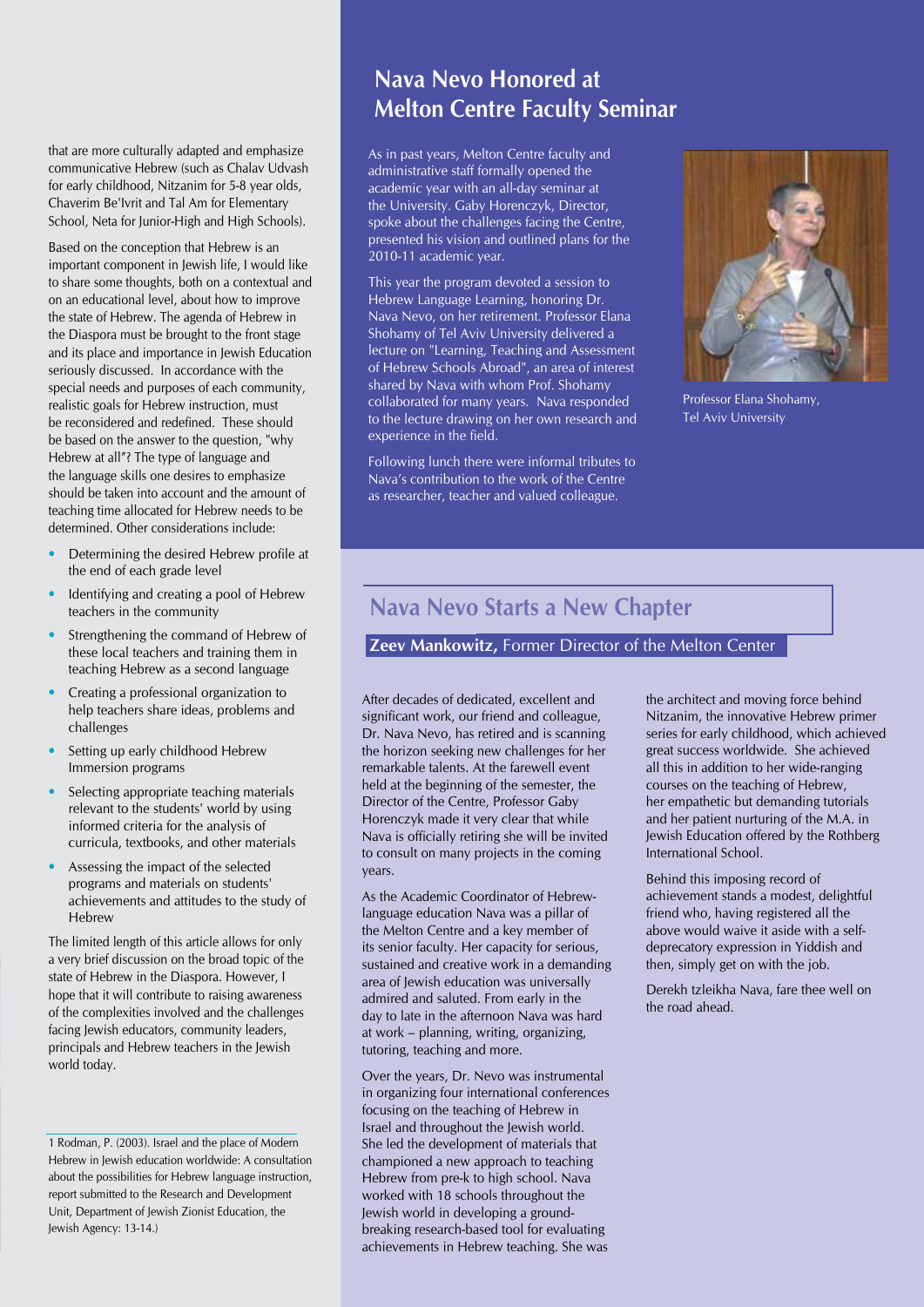that are more culturally adapted and emphasize communicative Hebrew (such as Chalav Udvash for early childhood, Nitzanim for 5-8 year olds, Chaverim Be'Ivrit and Tal Am for Elementary School, Neta for Junior-High and High Schools).

Based on the conception that Hebrew is an important component in Jewish life, I would like to share some thoughts, both on a contextual and on an educational level, about how to improve the state of Hebrew. The agenda of Hebrew in the Diaspora must be brought to the front stage and its place and importance in Jewish Education seriously discussed. In accordance with the special needs and purposes of each community, realistic goals for Hebrew instruction, must be reconsidered and redefined. These should be based on the answer to the question, "why Hebrew at all"? The type of language and the language skills one desires to emphasize should be taken into account and the amount of teaching time allocated for Hebrew needs to be determined. Other considerations include:

- Determining the desired Hebrew profile at the end of each grade level
- Identifying and creating a pool of Hebrew teachers in the community
- Strengthening the command of Hebrew of these local teachers and training them in teaching Hebrew as a second language
- Creating a professional organization to help teachers share ideas, problems and challenges
- Setting up early childhood Hebrew Immersion programs
- Selecting appropriate teaching materials relevant to the students' world by using informed criteria for the analysis of curricula, textbooks, and other materials
- Assessing the impact of the selected programs and materials on students' achievements and attitudes to the study of Hebrew

The limited length of this article allows for only a very brief discussion on the broad topic of the state of Hebrew in the Diaspora. However, I hope that it will contribute to raising awareness of the complexities involved and the challenges facing Jewish educators, community leaders, principals and Hebrew teachers in the Jewish world today.

1 Rodman, P. (2003). Israel and the place of Modern Hebrew in Jewish education worldwide: A consultation about the possibilities for Hebrew language instruction, report submitted to the Research and Development Unit, Department of Jewish Zionist Education, the Jewish Agency: 13-14.)

## Nava Nevo Honored at Melton Centre Faculty Seminar

As in past years, Melton Centre faculty and administrative staff formally opened the academic year with an all-day seminar at the University. Gaby Horenczyk, Director, spoke about the challenges facing the Centre, presented his vision and outlined plans for the 2010-11 academic year.

This year the program devoted a session to Hebrew Language Learning, honoring Dr. Nava Nevo, on her retirement. Professor Elana Shohamy of Tel Aviv University delivered a lecture on "Learning, Teaching and Assessment of Hebrew Schools Abroad", an area of interest shared by Nava with whom Prof. Shohamy collaborated for many years. Nava responded to the lecture drawing on her own research and experience in the field.

Following lunch there were informal tributes to Nava's contribution to the work of the Centre as researcher, teacher and valued colleague.

Professor Elana Shohamy, Tel Aviv University

## Nava Nevo Starts a New Chapter

**Zeev Mankowitz,** Former Director of the Melton Center

After decades of dedicated, excellent and significant work, our friend and colleague, Dr. Nava Nevo, has retired and is scanning the horizon seeking new challenges for her remarkable talents. At the farewell event held at the beginning of the semester, the Director of the Centre, Professor Gaby Horenczyk made it very clear that while Nava is officially retiring she will be invited to consult on many projects in the coming years.

As the Academic Coordinator of Hebrew-language education Nava was a pillar of the Melton Centre and a key member of its senior faculty. Her capacity for serious, sustained and creative work in a demanding area of Jewish education was universally admired and saluted. From early in the day to late in the afternoon Nava was hard at work – planning, writing, organizing, tutoring, teaching and more.

Over the years, Dr. Nevo was instrumental in organizing four international conferences focusing on the teaching of Hebrew in Israel and throughout the Jewish world. She led the development of materials that championed a new approach to teaching Hebrew from pre-k to high school. Nava worked with 18 schools throughout the Jewish world in developing a ground-breaking research-based tool for evaluating achievements in Hebrew teaching. She was the architect and moving force behind Nitzanim, the innovative Hebrew primer series for early childhood, which achieved great success worldwide. She achieved all this in addition to her wide-ranging courses on the teaching of Hebrew, her empathetic but demanding tutorials and her patient nurturing of the M.A. in Jewish Education offered by the Rothberg International School.

Behind this imposing record of achievement stands a modest, delightful friend who, having registered all the above would waive it aside with a self-deprecatory expression in Yiddish and then, simply get on with the job.

Derekh tzleikha Nava, fare thee well on the road ahead.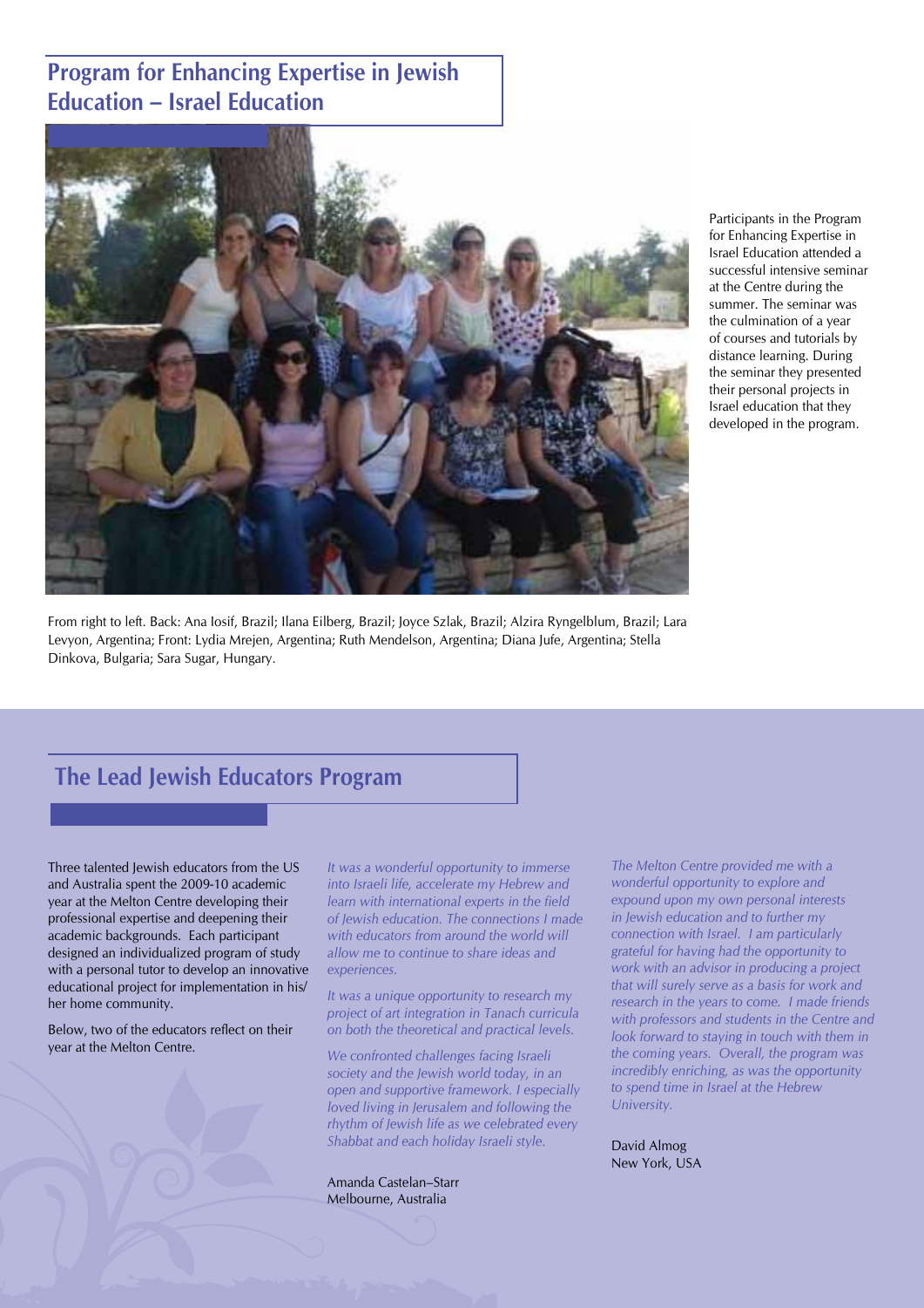## Program for Enhancing Expertise in Jewish Education – Israel Education

Participants in the Program for Enhancing Expertise in Israel Education attended a successful intensive seminar at the Centre during the summer. The seminar was the culmination of a year of courses and tutorials by distance learning. During the seminar they presented their personal projects in Israel education that they developed in the program.

From right to left. Back: Ana Iosif, Brazil; Ilana Eilberg, Brazil; Joyce Szlak, Brazil; Alzira Ryngelblum, Brazil; Lara Levyon, Argentina; Front: Lydia Mrejen, Argentina; Ruth Mendelson, Argentina; Diana Jufe, Argentina; Stella Dinkova, Bulgaria; Sara Sugar, Hungary.

## The Lead Jewish Educators Program

Three talented Jewish educators from the US and Australia spent the 2009-10 academic year at the Melton Centre developing their professional expertise and deepening their academic backgrounds. Each participant designed an individualized program of study with a personal tutor to develop an innovative educational project for implementation in his/her home community.

Below, two of the educators reflect on their year at the Melton Centre.

*It was a wonderful opportunity to immerse into Israeli life, accelerate my Hebrew and learn with international experts in the field of Jewish education. The connections I made with educators from around the world will allow me to continue to share ideas and experiences.*

*It was a unique opportunity to research my project of art integration in Tanach curricula on both the theoretical and practical levels.*

*We confronted challenges facing Israeli society and the Jewish world today, in an open and supportive framework. I especially loved living in Jerusalem and following the rhythm of Jewish life as we celebrated every Shabbat and each holiday Israeli style.*

Amanda Castelan–Starr
Melbourne, Australia

*The Melton Centre provided me with a wonderful opportunity to explore and expound upon my own personal interests in Jewish education and to further my connection with Israel. I am particularly grateful for having had the opportunity to work with an advisor in producing a project that will surely serve as a basis for work and research in the years to come. I made friends with professors and students in the Centre and look forward to staying in touch with them in the coming years. Overall, the program was incredibly enriching, as was the opportunity to spend time in Israel at the Hebrew University.*

David Almog
New York, USA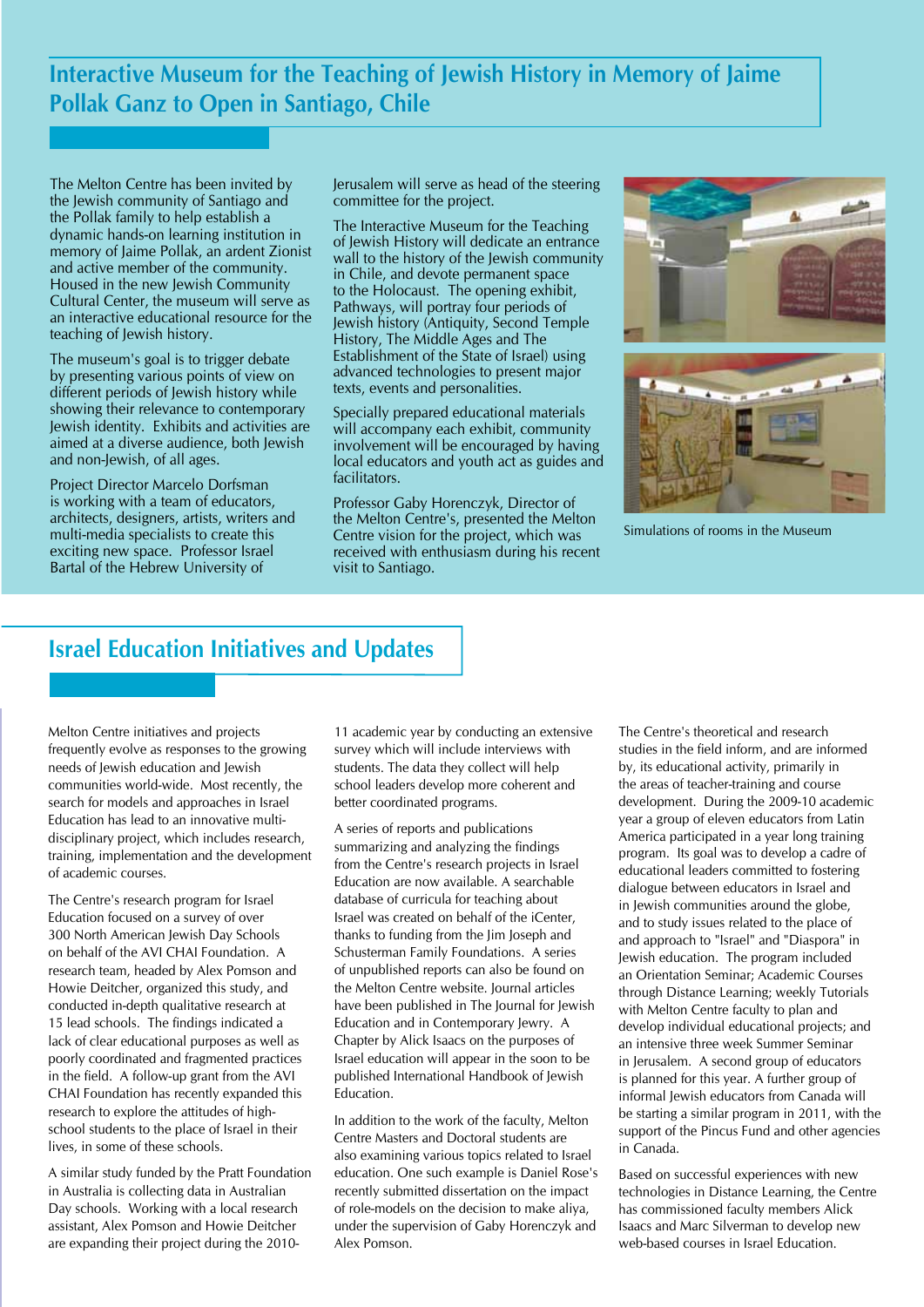## Interactive Museum for the Teaching of Jewish History in Memory of Jaime Pollak Ganz to Open in Santiago, Chile

The Melton Centre has been invited by the Jewish community of Santiago and the Pollak family to help establish a dynamic hands-on learning institution in memory of Jaime Pollak, an ardent Zionist and active member of the community. Housed in the new Jewish Community Cultural Center, the museum will serve as an interactive educational resource for the teaching of Jewish history.

The museum's goal is to trigger debate by presenting various points of view on different periods of Jewish history while showing their relevance to contemporary Jewish identity. Exhibits and activities are aimed at a diverse audience, both Jewish and non-Jewish, of all ages.

Project Director Marcelo Dorfsman is working with a team of educators, architects, designers, artists, writers and multi-media specialists to create this exciting new space. Professor Israel Bartal of the Hebrew University of Jerusalem will serve as head of the steering committee for the project.

The Interactive Museum for the Teaching of Jewish History will dedicate an entrance wall to the history of the Jewish community in Chile, and devote permanent space to the Holocaust. The opening exhibit, Pathways, will portray four periods of Jewish history (Antiquity, Second Temple History, The Middle Ages and The Establishment of the State of Israel) using advanced technologies to present major texts, events and personalities.

Specially prepared educational materials will accompany each exhibit, community involvement will be encouraged by having local educators and youth act as guides and facilitators.

Professor Gaby Horenczyk, Director of the Melton Centre, presented the Melton Centre vision for the project, which was received with enthusiasm during his recent visit to Santiago.

Simulations of rooms in the Museum

## Israel Education Initiatives and Updates

Melton Centre initiatives and projects frequently evolve as responses to the growing needs of Jewish education and Jewish communities world-wide. Most recently, the search for models and approaches in Israel Education has lead to an innovative multi-disciplinary project, which includes research, training, implementation and the development of academic courses.

The Centre's research program for Israel Education focused on a survey of over 300 North American Jewish Day Schools on behalf of the AVI CHAI Foundation. A research team, headed by Alex Pomson and Howie Deitcher, organized this study, and conducted in-depth qualitative research at 15 lead schools. The findings indicated a lack of clear educational purposes as well as poorly coordinated and fragmented practices in the field. A follow-up grant from the AVI CHAI Foundation has recently expanded this research to explore the attitudes of high-school students to the place of Israel in their lives, in some of these schools.

A similar study funded by the Pratt Foundation in Australia is collecting data in Australian Day schools. Working with a local research assistant, Alex Pomson and Howie Deitcher are expanding their project during the 2010-11 academic year by conducting an extensive survey which will include interviews with students. The data they collect will help school leaders develop more coherent and better coordinated programs.

A series of reports and publications summarizing and analyzing the findings from the Centre's research projects in Israel Education are now available. A searchable database of curricula for teaching about Israel was created on behalf of the iCenter, thanks to funding from the Jim Joseph and Schusterman Family Foundations. A series of unpublished reports can also be found on the Melton Centre website. Journal articles have been published in The Journal for Jewish Education and in Contemporary Jewry. A Chapter by Alick Isaacs on the purposes of Israel education will appear in the soon to be published International Handbook of Jewish Education.

In addition to the work of the faculty, Melton Centre Masters and Doctoral students are also examining various topics related to Israel education. One such example is Daniel Rose's recently submitted dissertation on the impact of role-models on the decision to make aliya, under the supervision of Gaby Horenczyk and Alex Pomson.

The Centre's theoretical and research studies in the field inform, and are informed by, its educational activity, primarily in the areas of teacher-training and course development. During the 2009-10 academic year a group of eleven educators from Latin America participated in a year long training program. Its goal was to develop a cadre of educational leaders committed to fostering dialogue between educators in Israel and in Jewish communities around the globe, and to study issues related to the place of and approach to "Israel" and "Diaspora" in Jewish education. The program included an Orientation Seminar; Academic Courses through Distance Learning; weekly Tutorials with Melton Centre faculty to plan and develop individual educational projects; and an intensive three week Summer Seminar in Jerusalem. A second group of educators is planned for this year. A further group of informal Jewish educators from Canada will be starting a similar program in 2011, with the support of the Pincus Fund and other agencies in Canada.

Based on successful experiences with new technologies in Distance Learning, the Centre has commissioned faculty members Alick Isaacs and Marc Silverman to develop new web-based courses in Israel Education.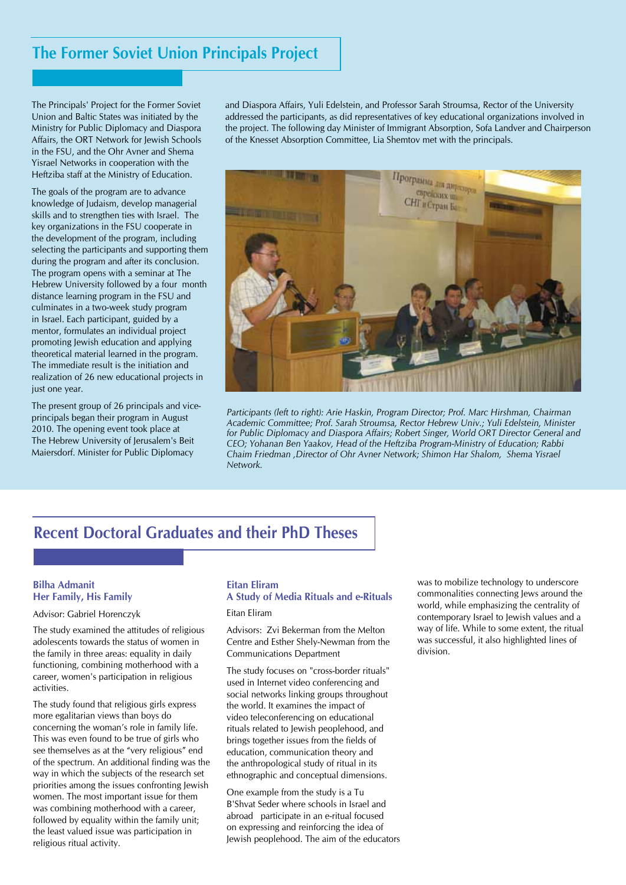## The Former Soviet Union Principals Project

The Principals' Project for the Former Soviet Union and Baltic States was initiated by the Ministry for Public Diplomacy and Diaspora Affairs, the ORT Network for Jewish Schools in the FSU, and the Ohr Avner and Shema Yisrael Networks in cooperation with the Heftziba staff at the Ministry of Education.

The goals of the program are to advance knowledge of Judaism, develop managerial skills and to strengthen ties with Israel. The key organizations in the FSU cooperate in the development of the program, including selecting the participants and supporting them during the program and after its conclusion. The program opens with a seminar at The Hebrew University followed by a four month distance learning program in the FSU and culminates in a two-week study program in Israel. Each participant, guided by a mentor, formulates an individual project promoting Jewish education and applying theoretical material learned in the program. The immediate result is the initiation and realization of 26 new educational projects in just one year.

The present group of 26 principals and vice-principals began their program in August 2010. The opening event took place at The Hebrew University of Jerusalem's Beit Maiersdorf. Minister for Public Diplomacy and Diaspora Affairs, Yuli Edelstein, and Professor Sarah Stroumsa, Rector of the University addressed the participants, as did representatives of key educational organizations involved in the project. The following day Minister of Immigrant Absorption, Sofa Landver and Chairperson of the Knesset Absorption Committee, Lia Shemtov met with the principals.

*Participants (left to right): Arie Haskin, Program Director; Prof. Marc Hirshman, Chairman Academic Committee; Prof. Sarah Stroumsa, Rector Hebrew Univ.; Yuli Edelstein, Minister for Public Diplomacy and Diaspora Affairs; Robert Singer, World ORT Director General and CEO; Yohanan Ben Yaakov, Head of the Heftziba Program-Ministry of Education; Rabbi Chaim Friedman ,Director of Ohr Avner Network; Shimon Har Shalom, Shema Yisrael Network.*

## Recent Doctoral Graduates and their PhD Theses

### Bilha Admanit
### Her Family, His Family

Advisor: Gabriel Horenczyk

The study examined the attitudes of religious adolescents towards the status of women in the family in three areas: equality in daily functioning, combining motherhood with a career, women's participation in religious activities.

The study found that religious girls express more egalitarian views than boys do concerning the woman's role in family life. This was even found to be true of girls who see themselves as at the "very religious" end of the spectrum. An additional finding was the way in which the subjects of the research set priorities among the issues confronting Jewish women. The most important issue for them was combining motherhood with a career, followed by equality within the family unit; the least valued issue was participation in religious ritual activity.

### Eitan Eliram
### A Study of Media Rituals and e-Rituals

Eitan Eliram

Advisors: Zvi Bekerman from the Melton Centre and Esther Shely-Newman from the Communications Department

The study focuses on "cross-border rituals" used in Internet video conferencing and social networks linking groups throughout the world. It examines the impact of video teleconferencing on educational rituals related to Jewish peoplehood, and brings together issues from the fields of education, communication theory and the anthropological study of ritual in its ethnographic and conceptual dimensions.

One example from the study is a Tu B'Shvat Seder where schools in Israel and abroad participate in an e-ritual focused on expressing and reinforcing the idea of Jewish peoplehood. The aim of the educators was to mobilize technology to underscore commonalities connecting Jews around the world, while emphasizing the centrality of contemporary Israel to Jewish values and a way of life. While to some extent, the ritual was successful, it also highlighted lines of division.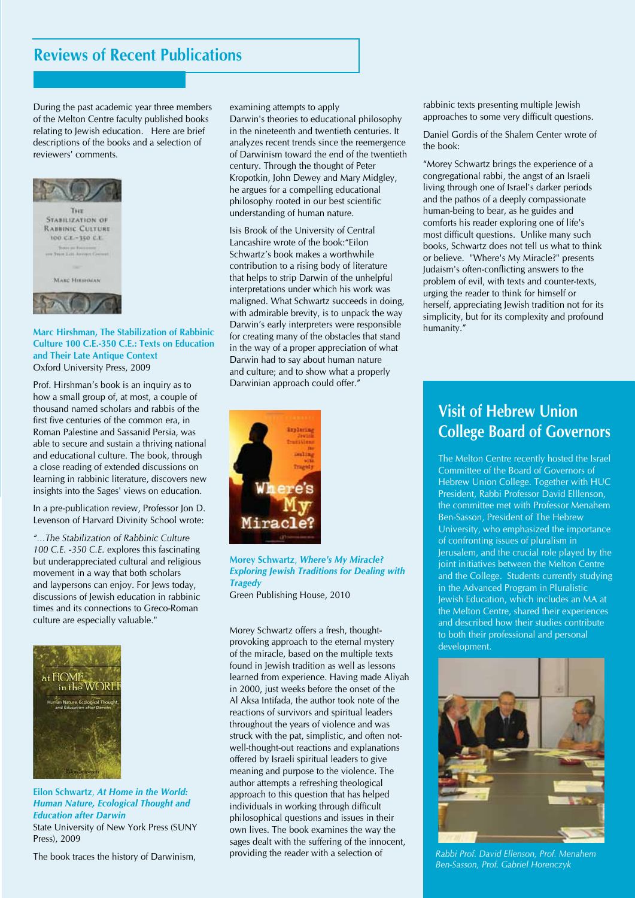## Reviews of Recent Publications

During the past academic year three members of the Melton Centre faculty published books relating to Jewish education. Here are brief descriptions of the books and a selection of reviewers' comments.

**Marc Hirshman, The Stabilization of Rabbinic Culture 100 C.E.-350 C.E.: Texts on Education and Their Late Antique Context**
Oxford University Press, 2009

Prof. Hirshman's book is an inquiry as to how a small group of, at most, a couple of thousand named scholars and rabbis of the first five centuries of the common era, in Roman Palestine and Sassanid Persia, was able to secure and sustain a thriving national and educational culture. The book, through a close reading of extended discussions on learning in rabbinic literature, discovers new insights into the Sages' views on education.

In a pre-publication review, Professor Jon D. Levenson of Harvard Divinity School wrote:

*"...The Stabilization of Rabbinic Culture 100 C.E. -350 C.E.* explores this fascinating but underappreciated cultural and religious movement in a way that both scholars and laypersons can enjoy. For Jews today, discussions of Jewish education in rabbinic times and its connections to Greco-Roman culture are especially valuable."

**Eilon Schwartz, *At Home in the World: Human Nature, Ecological Thought and Education after Darwin***
State University of New York Press (SUNY Press), 2009

The book traces the history of Darwinism, examining attempts to apply Darwin's theories to educational philosophy in the nineteenth and twentieth centuries. It analyzes recent trends since the reemergence of Darwinism toward the end of the twentieth century. Through the thought of Peter Kropotkin, John Dewey and Mary Midgley, he argues for a compelling educational philosophy rooted in our best scientific understanding of human nature.

Isis Brook of the University of Central Lancashire wrote of the book:"Eilon Schwartz's book makes a worthwhile contribution to a rising body of literature that helps to strip Darwin of the unhelpful interpretations under which his work was maligned. What Schwartz succeeds in doing, with admirable brevity, is to unpack the way Darwin's early interpreters were responsible for creating many of the obstacles that stand in the way of a proper appreciation of what Darwin had to say about human nature and culture; and to show what a properly Darwinian approach could offer."

**Morey Schwartz, *Where's My Miracle? Exploring Jewish Traditions for Dealing with Tragedy***
Green Publishing House, 2010

Morey Schwartz offers a fresh, thought-provoking approach to the eternal mystery of the miracle, based on the multiple texts found in Jewish tradition as well as lessons learned from experience. Having made Aliyah in 2000, just weeks before the onset of the Al Aksa Intifada, the author took note of the reactions of survivors and spiritual leaders throughout the years of violence and was struck with the pat, simplistic, and often not-well-thought-out reactions and explanations offered by Israeli spiritual leaders to give meaning and purpose to the violence. The author attempts a refreshing theological approach to this question that has helped individuals in working through difficult philosophical questions and issues in their own lives. The book examines the way the sages dealt with the suffering of the innocent, providing the reader with a selection of rabbinic texts presenting multiple Jewish approaches to some very difficult questions.

Daniel Gordis of the Shalem Center wrote of the book:

"Morey Schwartz brings the experience of a congregational rabbi, the angst of an Israeli living through one of Israel's darker periods and the pathos of a deeply compassionate human-being to bear, as he guides and comforts his reader exploring one of life's most difficult questions. Unlike many such books, Schwartz does not tell us what to think or believe. "Where's My Miracle?" presents Judaism's often-conflicting answers to the problem of evil, with texts and counter-texts, urging the reader to think for himself or herself, appreciating Jewish tradition not for its simplicity, but for its complexity and profound humanity."

## Visit of Hebrew Union College Board of Governors

The Melton Centre recently hosted the Israel Committee of the Board of Governors of Hebrew Union College. Together with HUC President, Rabbi Professor David Elllenson, the committee met with Professor Menahem Ben-Sasson, President of The Hebrew University, who emphasized the importance of confronting issues of pluralism in Jerusalem, and the crucial role played by the joint initiatives between the Melton Centre and the College. Students currently studying in the Advanced Program in Pluralistic Jewish Education, which includes an MA at the Melton Centre, shared their experiences and described how their studies contribute to both their professional and personal development.

*Rabbi Prof. David Ellenson, Prof. Menahem Ben-Sasson, Prof. Gabriel Horenczyk*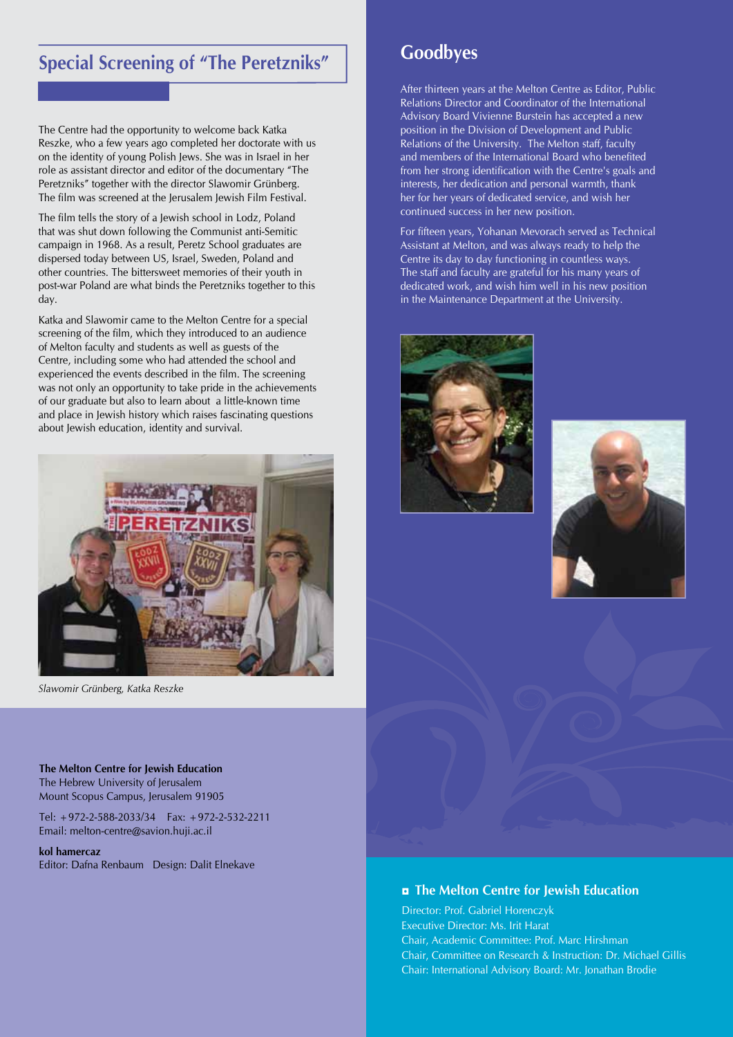## Special Screening of "The Peretzniks"

The Centre had the opportunity to welcome back Katka Reszke, who a few years ago completed her doctorate with us on the identity of young Polish Jews. She was in Israel in her role as assistant director and editor of the documentary "The Peretzniks" together with the director Slawomir Grünberg. The film was screened at the Jerusalem Jewish Film Festival.

The film tells the story of a Jewish school in Lodz, Poland that was shut down following the Communist anti-Semitic campaign in 1968. As a result, Peretz School graduates are dispersed today between US, Israel, Sweden, Poland and other countries. The bittersweet memories of their youth in post-war Poland are what binds the Peretzniks together to this day.

Katka and Slawomir came to the Melton Centre for a special screening of the film, which they introduced to an audience of Melton faculty and students as well as guests of the Centre, including some who had attended the school and experienced the events described in the film. The screening was not only an opportunity to take pride in the achievements of our graduate but also to learn about a little-known time and place in Jewish history which raises fascinating questions about Jewish education, identity and survival.

*Slawomir Grünberg, Katka Reszke*

## Goodbyes

After thirteen years at the Melton Centre as Editor, Public Relations Director and Coordinator of the International Advisory Board Vivienne Burstein has accepted a new position in the Division of Development and Public Relations of the University. The Melton staff, faculty and members of the International Board who benefited from her strong identification with the Centre's goals and interests, her dedication and personal warmth, thank her for her years of dedicated service, and wish her continued success in her new position.

For fifteen years, Yohanan Mevorach served as Technical Assistant at Melton, and was always ready to help the Centre its day to day functioning in countless ways. The staff and faculty are grateful for his many years of dedicated work, and wish him well in his new position in the Maintenance Department at the University.

**The Melton Centre for Jewish Education**
The Hebrew University of Jerusalem
Mount Scopus Campus, Jerusalem 91905

Tel: +972-2-588-2033/34 Fax: +972-2-532-2211
Email: melton-centre@savion.huji.ac.il

**kol hamercaz**
Editor: Dafna Renbaum Design: Dalit Elnekave

### The Melton Centre for Jewish Education

Director: Prof. Gabriel Horenczyk
Executive Director: Ms. Irit Harat
Chair, Academic Committee: Prof. Marc Hirshman
Chair, Committee on Research & Instruction: Dr. Michael Gillis
Chair: International Advisory Board: Mr. Jonathan Brodie